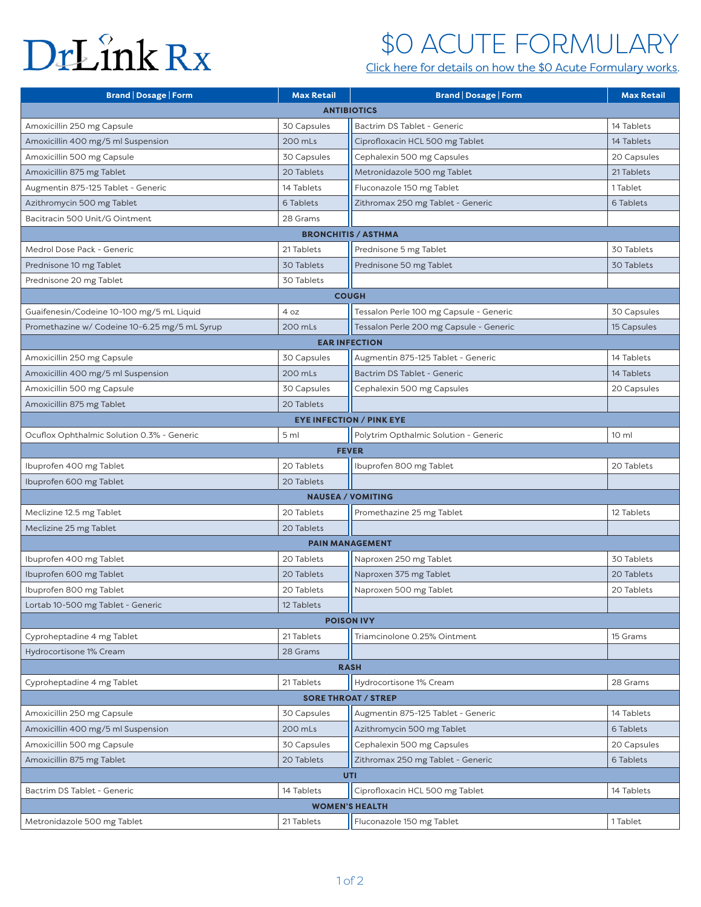DrLink Rx

# $0 ACUTE FORMULARY

Click here for details on how the $0 Acute Formulary works.

| Brand \| Dosage \| Form | Max Retail | Brand \| Dosage \| Form | Max Retail |
|---|---|---|---|
| **ANTIBIOTICS** | | | |
| Amoxicillin 250 mg Capsule | 30 Capsules | Bactrim DS Tablet - Generic | 14 Tablets |
| Amoxicillin 400 mg/5 ml Suspension | 200 mLs | Ciprofloxacin HCL 500 mg Tablet | 14 Tablets |
| Amoxicillin 500 mg Capsule | 30 Capsules | Cephalexin 500 mg Capsules | 20 Capsules |
| Amoxicillin 875 mg Tablet | 20 Tablets | Metronidazole 500 mg Tablet | 21 Tablets |
| Augmentin 875-125 Tablet - Generic | 14 Tablets | Fluconazole 150 mg Tablet | 1 Tablet |
| Azithromycin 500 mg Tablet | 6 Tablets | Zithromax 250 mg Tablet - Generic | 6 Tablets |
| Bacitracin 500 Unit/G Ointment | 28 Grams | | |
| **BRONCHITIS / ASTHMA** | | | |
| Medrol Dose Pack - Generic | 21 Tablets | Prednisone 5 mg Tablet | 30 Tablets |
| Prednisone 10 mg Tablet | 30 Tablets | Prednisone 50 mg Tablet | 30 Tablets |
| Prednisone 20 mg Tablet | 30 Tablets | | |
| **COUGH** | | | |
| Guaifenesin/Codeine 10-100 mg/5 mL Liquid | 4 oz | Tessalon Perle 100 mg Capsule - Generic | 30 Capsules |
| Promethazine w/ Codeine 10-6.25 mg/5 mL Syrup | 200 mLs | Tessalon Perle 200 mg Capsule - Generic | 15 Capsules |
| **EAR INFECTION** | | | |
| Amoxicillin 250 mg Capsule | 30 Capsules | Augmentin 875-125 Tablet - Generic | 14 Tablets |
| Amoxicillin 400 mg/5 ml Suspension | 200 mLs | Bactrim DS Tablet - Generic | 14 Tablets |
| Amoxicillin 500 mg Capsule | 30 Capsules | Cephalexin 500 mg Capsules | 20 Capsules |
| Amoxicillin 875 mg Tablet | 20 Tablets | | |
| **EYE INFECTION / PINK EYE** | | | |
| Ocuflox Ophthalmic Solution 0.3% - Generic | 5 ml | Polytrim Opthalmic Solution - Generic | 10 ml |
| **FEVER** | | | |
| Ibuprofen 400 mg Tablet | 20 Tablets | Ibuprofen 800 mg Tablet | 20 Tablets |
| Ibuprofen 600 mg Tablet | 20 Tablets | | |
| **NAUSEA / VOMITING** | | | |
| Meclizine 12.5 mg Tablet | 20 Tablets | Promethazine 25 mg Tablet | 12 Tablets |
| Meclizine 25 mg Tablet | 20 Tablets | | |
| **PAIN MANAGEMENT** | | | |
| Ibuprofen 400 mg Tablet | 20 Tablets | Naproxen 250 mg Tablet | 30 Tablets |
| Ibuprofen 600 mg Tablet | 20 Tablets | Naproxen 375 mg Tablet | 20 Tablets |
| Ibuprofen 800 mg Tablet | 20 Tablets | Naproxen 500 mg Tablet | 20 Tablets |
| Lortab 10-500 mg Tablet - Generic | 12 Tablets | | |
| **POISON IVY** | | | |
| Cyproheptadine 4 mg Tablet | 21 Tablets | Triamcinolone 0.25% Ointment | 15 Grams |
| Hydrocortisone 1% Cream | 28 Grams | | |
| **RASH** | | | |
| Cyproheptadine 4 mg Tablet | 21 Tablets | Hydrocortisone 1% Cream | 28 Grams |
| **SORE THROAT / STREP** | | | |
| Amoxicillin 250 mg Capsule | 30 Capsules | Augmentin 875-125 Tablet - Generic | 14 Tablets |
| Amoxicillin 400 mg/5 ml Suspension | 200 mLs | Azithromycin 500 mg Tablet | 6 Tablets |
| Amoxicillin 500 mg Capsule | 30 Capsules | Cephalexin 500 mg Capsules | 20 Capsules |
| Amoxicillin 875 mg Tablet | 20 Tablets | Zithromax 250 mg Tablet - Generic | 6 Tablets |
| **UTI** | | | |
| Bactrim DS Tablet - Generic | 14 Tablets | Ciprofloxacin HCL 500 mg Tablet | 14 Tablets |
| **WOMEN'S HEALTH** | | | |
| Metronidazole 500 mg Tablet | 21 Tablets | Fluconazole 150 mg Tablet | 1 Tablet |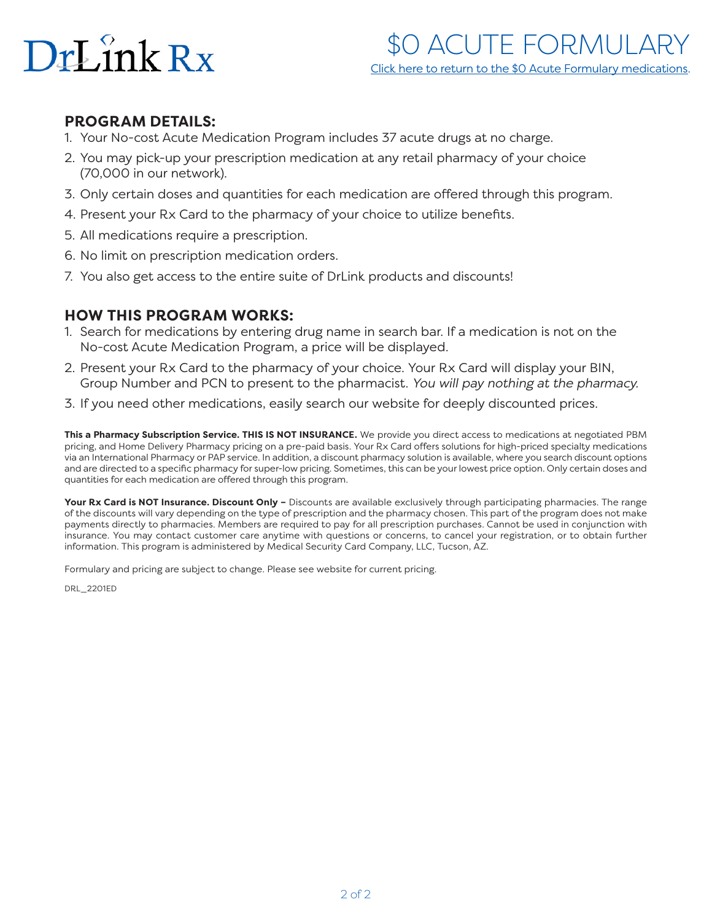DrLink Rx

# $0 ACUTE FORMULARY

Click here to return to the $0 Acute Formulary medications.

## PROGRAM DETAILS:

1. Your No-cost Acute Medication Program includes 37 acute drugs at no charge.
2. You may pick-up your prescription medication at any retail pharmacy of your choice (70,000 in our network).
3. Only certain doses and quantities for each medication are offered through this program.
4. Present your Rx Card to the pharmacy of your choice to utilize benefits.
5. All medications require a prescription.
6. No limit on prescription medication orders.
7. You also get access to the entire suite of DrLink products and discounts!

## HOW THIS PROGRAM WORKS:

1. Search for medications by entering drug name in search bar. If a medication is not on the No-cost Acute Medication Program, a price will be displayed.
2. Present your Rx Card to the pharmacy of your choice. Your Rx Card will display your BIN, Group Number and PCN to present to the pharmacist. *You will pay nothing at the pharmacy.*
3. If you need other medications, easily search our website for deeply discounted prices.

**This a Pharmacy Subscription Service. THIS IS NOT INSURANCE.** We provide you direct access to medications at negotiated PBM pricing, and Home Delivery Pharmacy pricing on a pre-paid basis. Your Rx Card offers solutions for high-priced specialty medications via an International Pharmacy or PAP service. In addition, a discount pharmacy solution is available, where you search discount options and are directed to a specific pharmacy for super-low pricing. Sometimes, this can be your lowest price option. Only certain doses and quantities for each medication are offered through this program.

**Your Rx Card is NOT Insurance. Discount Only –** Discounts are available exclusively through participating pharmacies. The range of the discounts will vary depending on the type of prescription and the pharmacy chosen. This part of the program does not make payments directly to pharmacies. Members are required to pay for all prescription purchases. Cannot be used in conjunction with insurance. You may contact customer care anytime with questions or concerns, to cancel your registration, or to obtain further information. This program is administered by Medical Security Card Company, LLC, Tucson, AZ.

Formulary and pricing are subject to change. Please see website for current pricing.

DRL_2201ED